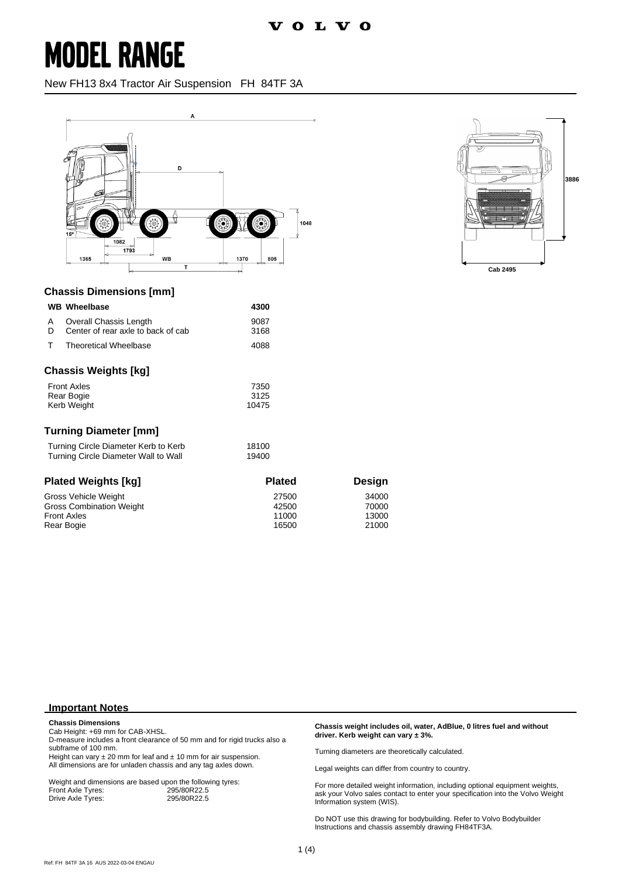VOLVO

# MODEL RANGE

New FH13 8x4 Tractor Air Suspension FH 84TF 3A

## Chassis Dimensions [mm]

| | | |
|---|---|---|
| **WB** | **Wheelbase** | **4300** |
| A | Overall Chassis Length | 9087 |
| D | Center of rear axle to back of cab | 3168 |
| T | Theoretical Wheelbase | 4088 |

## Chassis Weights [kg]

| | |
|---|---|
| Front Axles | 7350 |
| Rear Bogie | 3125 |
| Kerb Weight | 10475 |

## Turning Diameter [mm]

| | |
|---|---|
| Turning Circle Diameter Kerb to Kerb | 18100 |
| Turning Circle Diameter Wall to Wall | 19400 |

## Plated Weights [kg]

| | Plated | Design |
|---|---|---|
| Gross Vehicle Weight | 27500 | 34000 |
| Gross Combination Weight | 42500 | 70000 |
| Front Axles | 11000 | 13000 |
| Rear Bogie | 16500 | 21000 |

## Important Notes

**Chassis Dimensions**

Cab Height: +69 mm for CAB-XHSL.

D-measure includes a front clearance of 50 mm and for rigid trucks also a subframe of 100 mm.

Height can vary ± 20 mm for leaf and ± 10 mm for air suspension.

All dimensions are for unladen chassis and any tag axles down.

Weight and dimensions are based upon the following tyres:

| | |
|---|---|
| Front Axle Tyres: | 295/80R22.5 |
| Drive Axle Tyres: | 295/80R22.5 |

**Chassis weight includes oil, water, AdBlue, 0 litres fuel and without driver. Kerb weight can vary ± 3%.**

Turning diameters are theoretically calculated.

Legal weights can differ from country to country.

For more detailed weight information, including optional equipment weights, ask your Volvo sales contact to enter your specification into the Volvo Weight Information system (WIS).

Do NOT use this drawing for bodybuilding. Refer to Volvo Bodybuilder Instructions and chassis assembly drawing FH84TF3A.

Ref: FH 84TF 3A 16 AUS 2022-03-04 ENGAU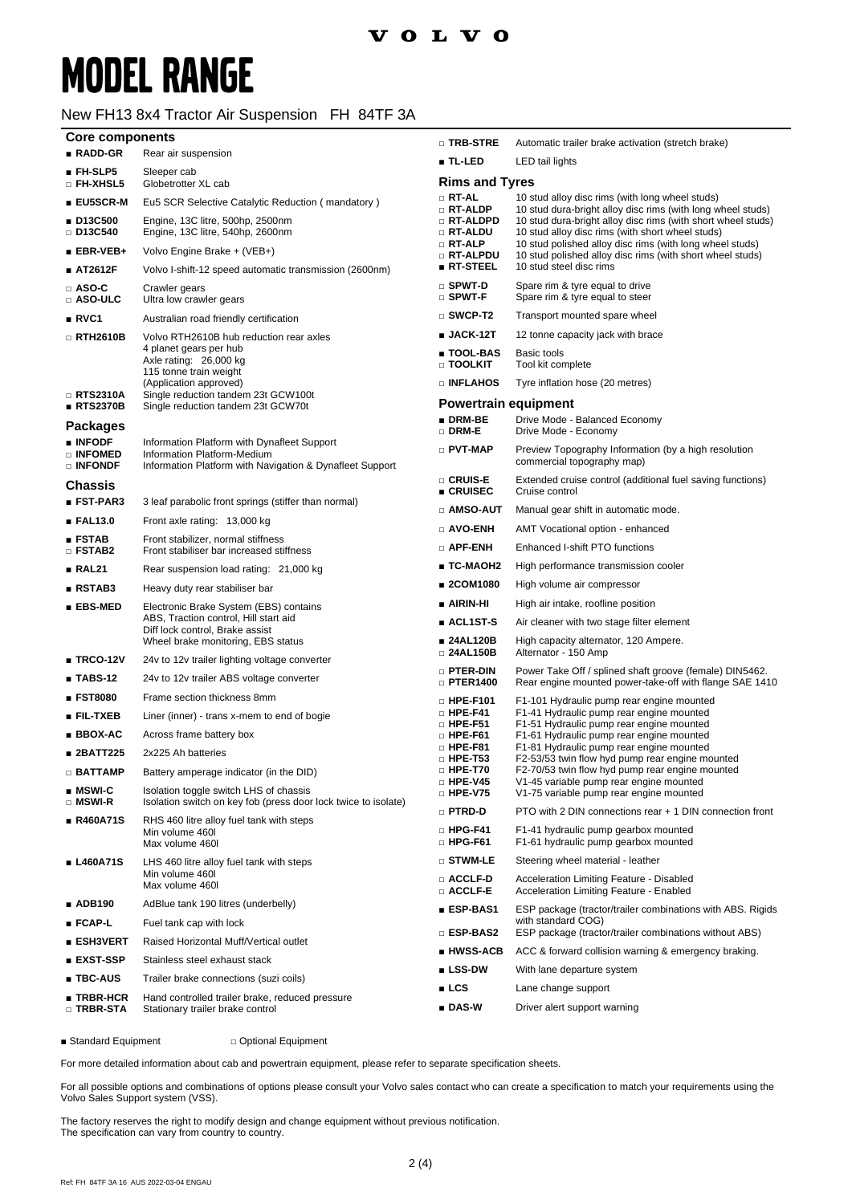# MODEL RANGE

New FH13 8x4 Tractor Air Suspension FH 84TF 3A

## Core components

| | | |
|---|---|---|
| ■ | RADD-GR | Rear air suspension |
| ■ | FH-SLP5 | Sleeper cab |
| □ | FH-XHSL5 | Globetrotter XL cab |
| ■ | EU5SCR-M | Eu5 SCR Selective Catalytic Reduction ( mandatory ) |
| ■ | D13C500 | Engine, 13C litre, 500hp, 2500nm |
| □ | D13C540 | Engine, 13C litre, 540hp, 2600nm |
| ■ | EBR-VEB+ | Volvo Engine Brake + (VEB+) |
| ■ | AT2612F | Volvo I-shift-12 speed automatic transmission (2600nm) |
| □ | ASO-C | Crawler gears |
| □ | ASO-ULC | Ultra low crawler gears |
| ■ | RVC1 | Australian road friendly certification |
| □ | RTH2610B | Volvo RTH2610B hub reduction rear axles<br>4 planet gears per hub<br>Axle rating: 26,000 kg<br>115 tonne train weight<br>(Application approved) |
| □ | RTS2310A | Single reduction tandem 23t GCW100t |
| ■ | RTS2370B | Single reduction tandem 23t GCW70t |

## Packages

| | | |
|---|---|---|
| ■ | INFODF | Information Platform with Dynafleet Support |
| □ | INFOMED | Information Platform-Medium |
| □ | INFONDF | Information Platform with Navigation & Dynafleet Support |

## Chassis

| | | |
|---|---|---|
| ■ | FST-PAR3 | 3 leaf parabolic front springs (stiffer than normal) |
| ■ | FAL13.0 | Front axle rating: 13,000 kg |
| ■ | FSTAB | Front stabilizer, normal stiffness |
| □ | FSTAB2 | Front stabiliser bar increased stiffness |
| ■ | RAL21 | Rear suspension load rating: 21,000 kg |
| ■ | RSTAB3 | Heavy duty rear stabiliser bar |
| ■ | EBS-MED | Electronic Brake System (EBS) contains<br>ABS, Traction control, Hill start aid<br>Diff lock control, Brake assist<br>Wheel brake monitoring, EBS status |
| ■ | TRCO-12V | 24v to 12v trailer lighting voltage converter |
| ■ | TABS-12 | 24v to 12v trailer ABS voltage converter |
| ■ | FST8080 | Frame section thickness 8mm |
| ■ | FIL-TXEB | Liner (inner) - trans x-mem to end of bogie |
| ■ | BBOX-AC | Across frame battery box |
| ■ | 2BATT225 | 2x225 Ah batteries |
| □ | BATTAMP | Battery amperage indicator (in the DID) |
| ■ | MSWI-C | Isolation toggle switch LHS of chassis |
| □ | MSWI-R | Isolation switch on key fob (press door lock twice to isolate) |
| ■ | R460A71S | RHS 460 litre alloy fuel tank with steps<br>Min volume 460l<br>Max volume 460l |
| ■ | L460A71S | LHS 460 litre alloy fuel tank with steps<br>Min volume 460l<br>Max volume 460l |
| ■ | ADB190 | AdBlue tank 190 litres (underbelly) |
| ■ | FCAP-L | Fuel tank cap with lock |
| ■ | ESH3VERT | Raised Horizontal Muff/Vertical outlet |
| ■ | EXST-SSP | Stainless steel exhaust stack |
| ■ | TBC-AUS | Trailer brake connections (suzi coils) |
| ■ | TRBR-HCR | Hand controlled trailer brake, reduced pressure |
| □ | TRBR-STA | Stationary trailer brake control |
| □ | TRB-STRE | Automatic trailer brake activation (stretch brake) |
| ■ | TL-LED | LED tail lights |

## Rims and Tyres

| | | |
|---|---|---|
| □ | RT-AL | 10 stud alloy disc rims (with long wheel studs) |
| □ | RT-ALDP | 10 stud dura-bright alloy disc rims (with long wheel studs) |
| □ | RT-ALDPD | 10 stud dura-bright alloy disc rims (with short wheel studs) |
| □ | RT-ALDU | 10 stud alloy disc rims (with short wheel studs) |
| □ | RT-ALP | 10 stud polished alloy disc rims (with long wheel studs) |
| □ | RT-ALPDU | 10 stud polished alloy disc rims (with short wheel studs) |
| ■ | RT-STEEL | 10 stud steel disc rims |
| □ | SPWT-D | Spare rim & tyre equal to drive |
| □ | SPWT-F | Spare rim & tyre equal to steer |
| □ | SWCP-T2 | Transport mounted spare wheel |
| ■ | JACK-12T | 12 tonne capacity jack with brace |
| ■ | TOOL-BAS | Basic tools |
| □ | TOOLKIT | Tool kit complete |
| □ | INFLAHOS | Tyre inflation hose (20 metres) |

## Powertrain equipment

| | | |
|---|---|---|
| ■ | DRM-BE | Drive Mode - Balanced Economy |
| □ | DRM-E | Drive Mode - Economy |
| □ | PVT-MAP | Preview Topography Information (by a high resolution commercial topography map) |
| □ | CRUIS-E | Extended cruise control (additional fuel saving functions) |
| ■ | CRUISEC | Cruise control |
| □ | AMSO-AUT | Manual gear shift in automatic mode. |
| □ | AVO-ENH | AMT Vocational option - enhanced |
| □ | APF-ENH | Enhanced I-shift PTO functions |
| ■ | TC-MAOH2 | High performance transmission cooler |
| ■ | 2COM1080 | High volume air compressor |
| ■ | AIRIN-HI | High air intake, roofline position |
| ■ | ACL1ST-S | Air cleaner with two stage filter element |
| ■ | 24AL120B | High capacity alternator, 120 Ampere. |
| □ | 24AL150B | Alternator - 150 Amp |
| □ | PTER-DIN | Power Take Off / splined shaft groove (female) DIN5462. |
| □ | PTER1400 | Rear engine mounted power-take-off with flange SAE 1410 |
| □ | HPE-F101 | F1-101 Hydraulic pump rear engine mounted |
| □ | HPE-F41 | F1-41 Hydraulic pump rear engine mounted |
| □ | HPE-F51 | F1-51 Hydraulic pump rear engine mounted |
| □ | HPE-F61 | F1-61 Hydraulic pump rear engine mounted |
| □ | HPE-F81 | F1-81 Hydraulic pump rear engine mounted |
| □ | HPE-T53 | F2-53/53 twin flow hyd pump rear engine mounted |
| □ | HPE-T70 | F2-70/53 twin flow hyd pump rear engine mounted |
| □ | HPE-V45 | V1-45 variable pump rear engine mounted |
| □ | HPE-V75 | V1-75 variable pump rear engine mounted |
| □ | PTRD-D | PTO with 2 DIN connections rear + 1 DIN connection front |
| □ | HPG-F41 | F1-41 hydraulic pump gearbox mounted |
| □ | HPG-F61 | F1-61 hydraulic pump gearbox mounted |
| □ | STWM-LE | Steering wheel material - leather |
| □ | ACCLF-D | Acceleration Limiting Feature - Disabled |
| □ | ACCLF-E | Acceleration Limiting Feature - Enabled |
| ■ | ESP-BAS1 | ESP package (tractor/trailer combinations with ABS. Rigids with standard COG) |
| □ | ESP-BAS2 | ESP package (tractor/trailer combinations without ABS) |
| ■ | HWSS-ACB | ACC & forward collision warning & emergency braking. |
| ■ | LSS-DW | With lane departure system |
| ■ | LCS | Lane change support |
| ■ | DAS-W | Driver alert support warning |

■ Standard Equipment □ Optional Equipment

For more detailed information about cab and powertrain equipment, please refer to separate specification sheets.

For all possible options and combinations of options please consult your Volvo sales contact who can create a specification to match your requirements using the Volvo Sales Support system (VSS).

The factory reserves the right to modify design and change equipment without previous notification.
The specification can vary from country to country.

Ref: FH 84TF 3A 16 AUS 2022-03-04 ENGAU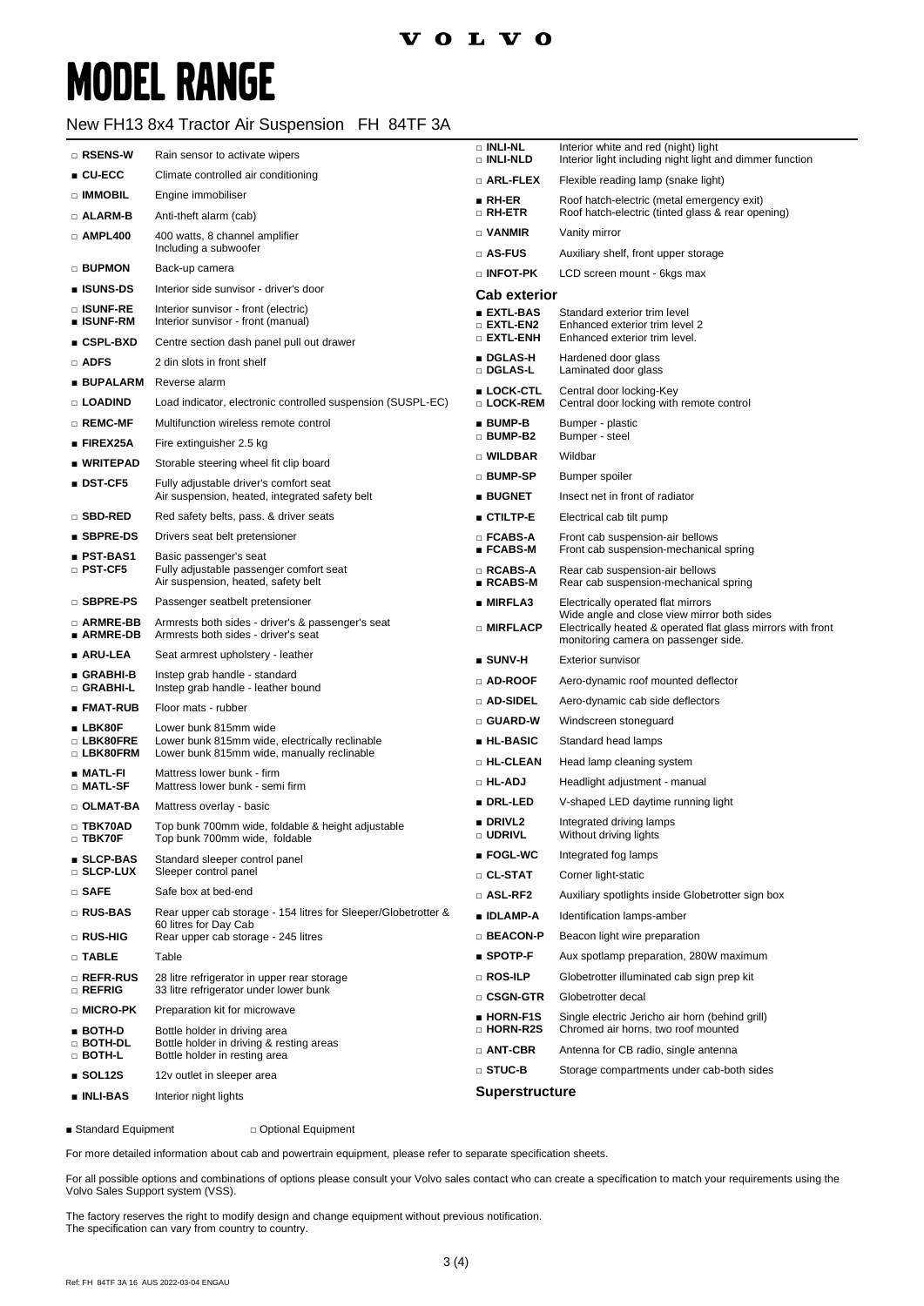# MODEL RANGE

## New FH13 8x4 Tractor Air Suspension FH 84TF 3A

| Code | Description |
|---|---|
| □ **RSENS-W** | Rain sensor to activate wipers |
| ■ **CU-ECC** | Climate controlled air conditioning |
| □ **IMMOBIL** | Engine immobiliser |
| □ **ALARM-B** | Anti-theft alarm (cab) |
| □ **AMPL400** | 400 watts, 8 channel amplifier Including a subwoofer |
| □ **BUPMON** | Back-up camera |
| ■ **ISUNS-DS** | Interior side sunvisor - driver's door |
| □ **ISUNF-RE** | Interior sunvisor - front (electric) |
| ■ **ISUNF-RM** | Interior sunvisor - front (manual) |
| ■ **CSPL-BXD** | Centre section dash panel pull out drawer |
| □ **ADFS** | 2 din slots in front shelf |
| ■ **BUPALARM** | Reverse alarm |
| □ **LOADIND** | Load indicator, electronic controlled suspension (SUSPL-EC) |
| □ **REMC-MF** | Multifunction wireless remote control |
| ■ **FIREX25A** | Fire extinguisher 2.5 kg |
| ■ **WRITEPAD** | Storable steering wheel fit clip board |
| ■ **DST-CF5** | Fully adjustable driver's comfort seat Air suspension, heated, integrated safety belt |
| □ **SBD-RED** | Red safety belts, pass. & driver seats |
| ■ **SBPRE-DS** | Drivers seat belt pretensioner |
| ■ **PST-BAS1** | Basic passenger's seat |
| □ **PST-CF5** | Fully adjustable passenger comfort seat Air suspension, heated, safety belt |
| □ **SBPRE-PS** | Passenger seatbelt pretensioner |
| □ **ARMRE-BB** | Armrests both sides - driver's & passenger's seat |
| ■ **ARMRE-DB** | Armrests both sides - driver's seat |
| ■ **ARU-LEA** | Seat armrest upholstery - leather |
| ■ **GRABHI-B** | Instep grab handle - standard |
| □ **GRABHI-L** | Instep grab handle - leather bound |
| ■ **FMAT-RUB** | Floor mats - rubber |
| ■ **LBK80F** | Lower bunk 815mm wide |
| □ **LBK80FRE** | Lower bunk 815mm wide, electrically reclinable |
| □ **LBK80FRM** | Lower bunk 815mm wide, manually reclinable |
| ■ **MATL-FI** | Mattress lower bunk - firm |
| □ **MATL-SF** | Mattress lower bunk - semi firm |
| □ **OLMAT-BA** | Mattress overlay - basic |
| □ **TBK70AD** | Top bunk 700mm wide, foldable & height adjustable |
| □ **TBK70F** | Top bunk 700mm wide, foldable |
| ■ **SLCP-BAS** | Standard sleeper control panel |
| □ **SLCP-LUX** | Sleeper control panel |
| □ **SAFE** | Safe box at bed-end |
| □ **RUS-BAS** | Rear upper cab storage - 154 litres for Sleeper/Globetrotter & 60 litres for Day Cab |
| □ **RUS-HIG** | Rear upper cab storage - 245 litres |
| □ **TABLE** | Table |
| □ **REFR-RUS** | 28 litre refrigerator in upper rear storage |
| □ **REFRIG** | 33 litre refrigerator under lower bunk |
| □ **MICRO-PK** | Preparation kit for microwave |
| ■ **BOTH-D** | Bottle holder in driving area |
| □ **BOTH-DL** | Bottle holder in driving & resting areas |
| □ **BOTH-L** | Bottle holder in resting area |
| ■ **SOL12S** | 12v outlet in sleeper area |
| ■ **INLI-BAS** | Interior night lights |
| □ **INLI-NL** | Interior white and red (night) light |
| □ **INLI-NLD** | Interior light including night light and dimmer function |
| □ **ARL-FLEX** | Flexible reading lamp (snake light) |
| ■ **RH-ER** | Roof hatch-electric (metal emergency exit) |
| □ **RH-ETR** | Roof hatch-electric (tinted glass & rear opening) |
| □ **VANMIR** | Vanity mirror |
| □ **AS-FUS** | Auxiliary shelf, front upper storage |
| □ **INFOT-PK** | LCD screen mount - 6kgs max |

### Cab exterior

| Code | Description |
|---|---|
| ■ **EXTL-BAS** | Standard exterior trim level |
| □ **EXTL-EN2** | Enhanced exterior trim level 2 |
| □ **EXTL-ENH** | Enhanced exterior trim level. |
| ■ **DGLAS-H** | Hardened door glass |
| □ **DGLAS-L** | Laminated door glass |
| ■ **LOCK-CTL** | Central door locking-Key |
| □ **LOCK-REM** | Central door locking with remote control |
| ■ **BUMP-B** | Bumper - plastic |
| □ **BUMP-B2** | Bumper - steel |
| □ **WILDBAR** | Wildbar |
| □ **BUMP-SP** | Bumper spoiler |
| ■ **BUGNET** | Insect net in front of radiator |
| ■ **CTILTP-E** | Electrical cab tilt pump |
| □ **FCABS-A** | Front cab suspension-air bellows |
| ■ **FCABS-M** | Front cab suspension-mechanical spring |
| □ **RCABS-A** | Rear cab suspension-air bellows |
| ■ **RCABS-M** | Rear cab suspension-mechanical spring |
| ■ **MIRFLA3** | Electrically operated flat mirrors Wide angle and close view mirror both sides |
| □ **MIRFLACP** | Electrically heated & operated flat glass mirrors with front monitoring camera on passenger side. |
| ■ **SUNV-H** | Exterior sunvisor |
| □ **AD-ROOF** | Aero-dynamic roof mounted deflector |
| □ **AD-SIDEL** | Aero-dynamic cab side deflectors |
| □ **GUARD-W** | Windscreen stoneguard |
| ■ **HL-BASIC** | Standard head lamps |
| □ **HL-CLEAN** | Head lamp cleaning system |
| □ **HL-ADJ** | Headlight adjustment - manual |
| ■ **DRL-LED** | V-shaped LED daytime running light |
| ■ **DRIVL2** | Integrated driving lamps |
| □ **UDRIVL** | Without driving lights |
| ■ **FOGL-WC** | Integrated fog lamps |
| □ **CL-STAT** | Corner light-static |
| □ **ASL-RF2** | Auxiliary spotlights inside Globetrotter sign box |
| ■ **IDLAMP-A** | Identification lamps-amber |
| □ **BEACON-P** | Beacon light wire preparation |
| ■ **SPOTP-F** | Aux spotlamp preparation, 280W maximum |
| □ **ROS-ILP** | Globetrotter illuminated cab sign prep kit |
| □ **CSGN-GTR** | Globetrotter decal |
| ■ **HORN-F1S** | Single electric Jericho air horn (behind grill) |
| □ **HORN-R2S** | Chromed air horns, two roof mounted |
| □ **ANT-CBR** | Antenna for CB radio, single antenna |
| □ **STUC-B** | Storage compartments under cab-both sides |

### Superstructure

■ Standard Equipment    □ Optional Equipment

For more detailed information about cab and powertrain equipment, please refer to separate specification sheets.

For all possible options and combinations of options please consult your Volvo sales contact who can create a specification to match your requirements using the Volvo Sales Support system (VSS).

The factory reserves the right to modify design and change equipment without previous notification.
The specification can vary from country to country.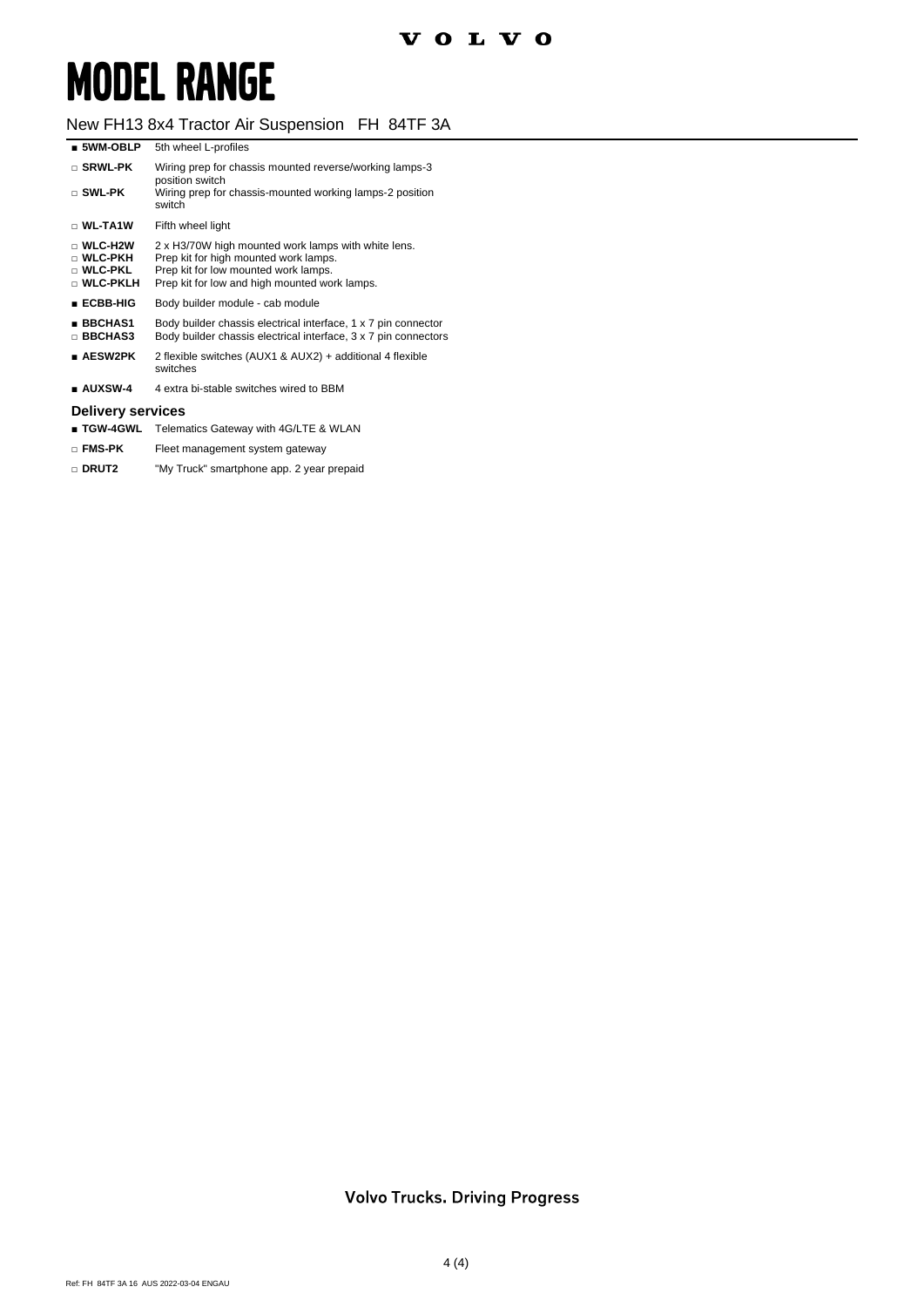# MODEL RANGE

New FH13 8x4 Tractor Air Suspension FH 84TF 3A

| | |
|---|---|
| ■ **5WM-OBLP** | 5th wheel L-profiles |
| □ **SRWL-PK** | Wiring prep for chassis mounted reverse/working lamps-3 position switch |
| □ **SWL-PK** | Wiring prep for chassis-mounted working lamps-2 position switch |
| □ **WL-TA1W** | Fifth wheel light |
| □ **WLC-H2W** | 2 x H3/70W high mounted work lamps with white lens. |
| □ **WLC-PKH** | Prep kit for high mounted work lamps. |
| □ **WLC-PKL** | Prep kit for low mounted work lamps. |
| □ **WLC-PKLH** | Prep kit for low and high mounted work lamps. |
| ■ **ECBB-HIG** | Body builder module - cab module |
| ■ **BBCHAS1** | Body builder chassis electrical interface, 1 x 7 pin connector |
| □ **BBCHAS3** | Body builder chassis electrical interface, 3 x 7 pin connectors |
| ■ **AESW2PK** | 2 flexible switches (AUX1 & AUX2) + additional 4 flexible switches |
| ■ **AUXSW-4** | 4 extra bi-stable switches wired to BBM |

### Delivery services

| | |
|---|---|
| ■ **TGW-4GWL** | Telematics Gateway with 4G/LTE & WLAN |
| □ **FMS-PK** | Fleet management system gateway |
| □ **DRUT2** | "My Truck" smartphone app. 2 year prepaid |

Volvo Trucks. Driving Progress

Ref: FH 84TF 3A 16 AUS 2022-03-04 ENGAU